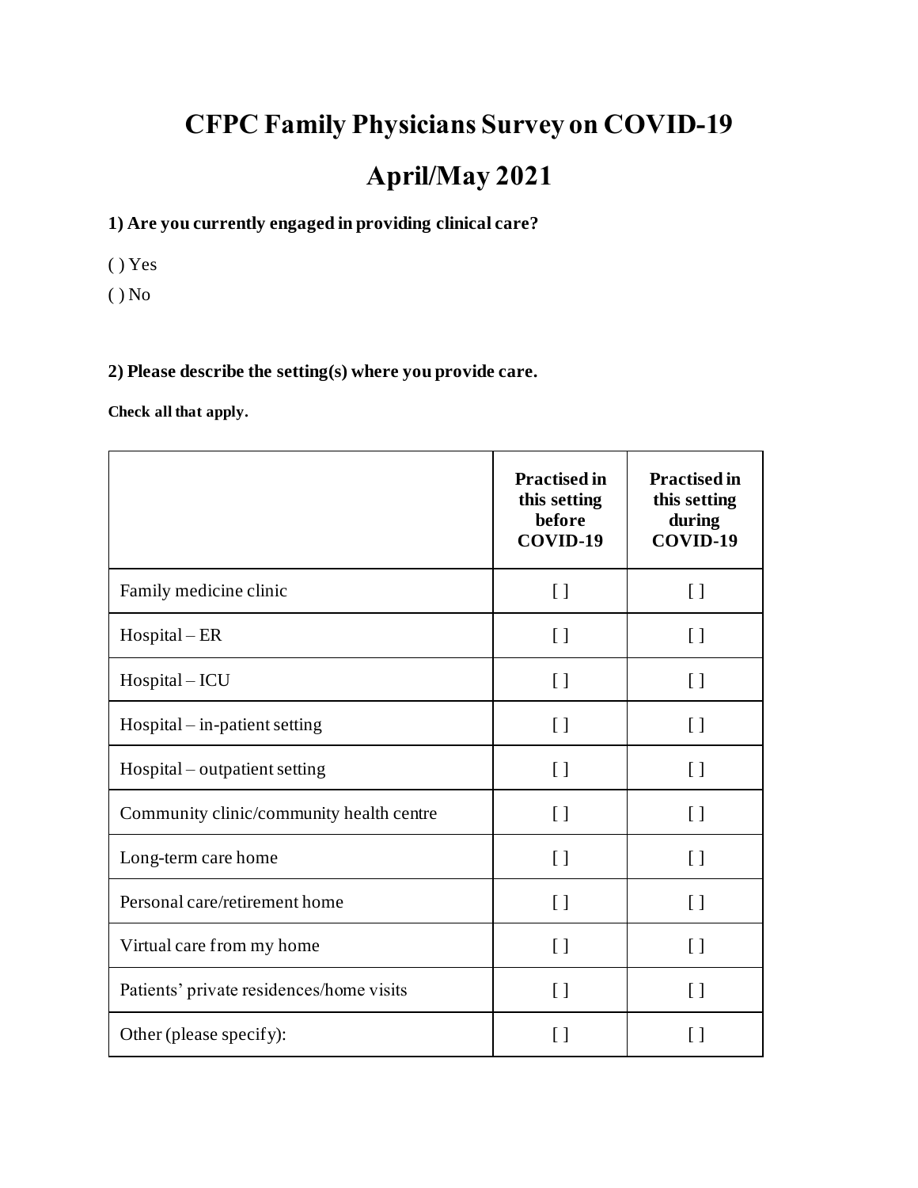# CFPC Family Physicians Survey on COVID-19

# April/May 2021

**1) Are you currently engaged in providing clinical care?**

( ) Yes

( ) No

**2) Please describe the setting(s) where you provide care.**

**Check all that apply.**

| | **Practised in this setting before COVID-19** | **Practised in this setting during COVID-19** |
|---|---|---|
| Family medicine clinic | [ ] | [ ] |
| Hospital – ER | [ ] | [ ] |
| Hospital – ICU | [ ] | [ ] |
| Hospital – in-patient setting | [ ] | [ ] |
| Hospital – outpatient setting | [ ] | [ ] |
| Community clinic/community health centre | [ ] | [ ] |
| Long-term care home | [ ] | [ ] |
| Personal care/retirement home | [ ] | [ ] |
| Virtual care from my home | [ ] | [ ] |
| Patients' private residences/home visits | [ ] | [ ] |
| Other (please specify): | [ ] | [ ] |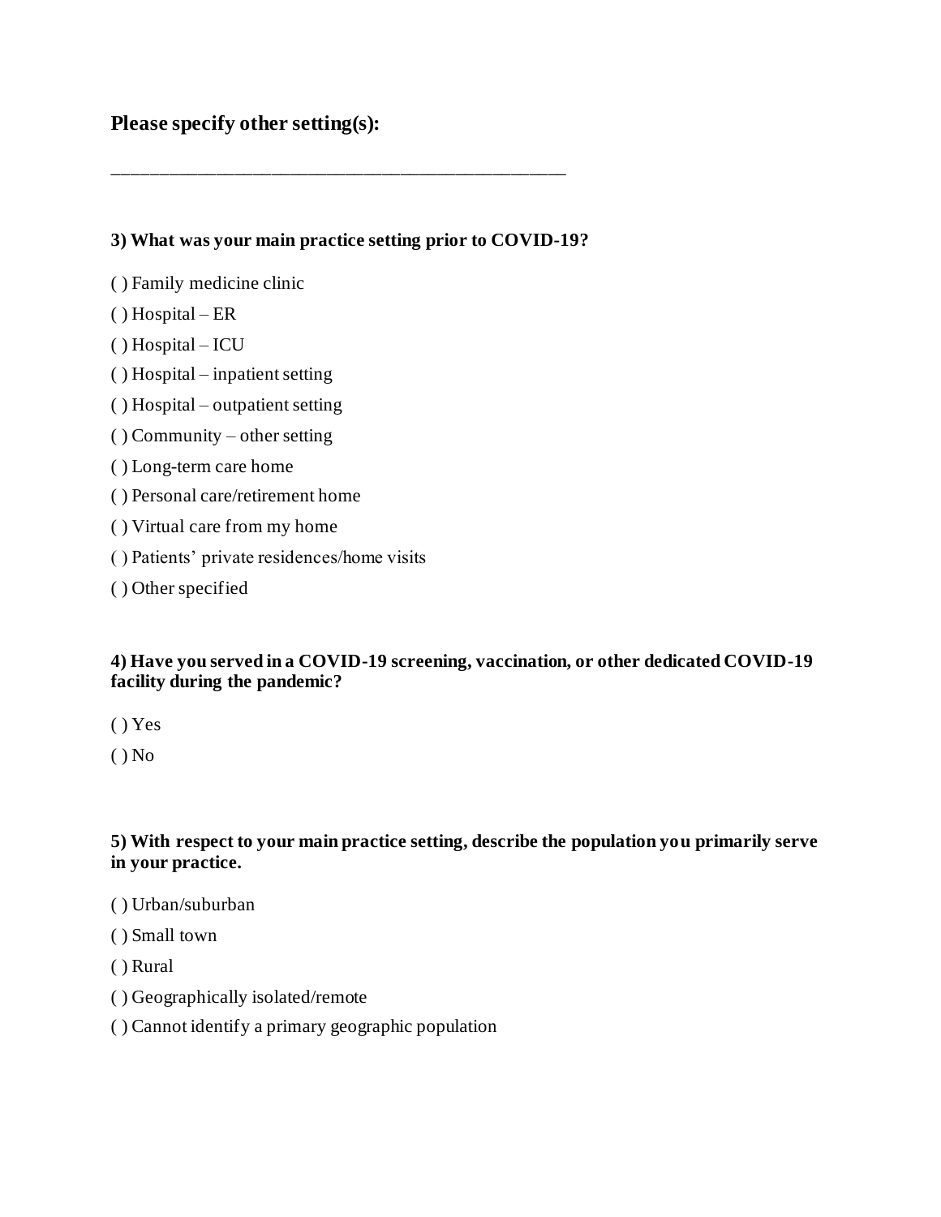**Please specify other setting(s):**

\_\_\_\_\_\_\_\_\_\_\_\_\_\_\_\_\_\_\_\_\_\_\_\_\_\_\_\_\_\_\_\_\_\_\_\_\_\_\_\_\_\_\_\_\_\_\_\_

**3) What was your main practice setting prior to COVID-19?**

( ) Family medicine clinic

( ) Hospital – ER

( ) Hospital – ICU

( ) Hospital – inpatient setting

( ) Hospital – outpatient setting

( ) Community – other setting

( ) Long-term care home

( ) Personal care/retirement home

( ) Virtual care from my home

( ) Patients' private residences/home visits

( ) Other specified

**4) Have you served in a COVID-19 screening, vaccination, or other dedicated COVID-19 facility during the pandemic?**

( ) Yes

( ) No

**5) With respect to your main practice setting, describe the population you primarily serve in your practice.**

( ) Urban/suburban

( ) Small town

( ) Rural

( ) Geographically isolated/remote

( ) Cannot identify a primary geographic population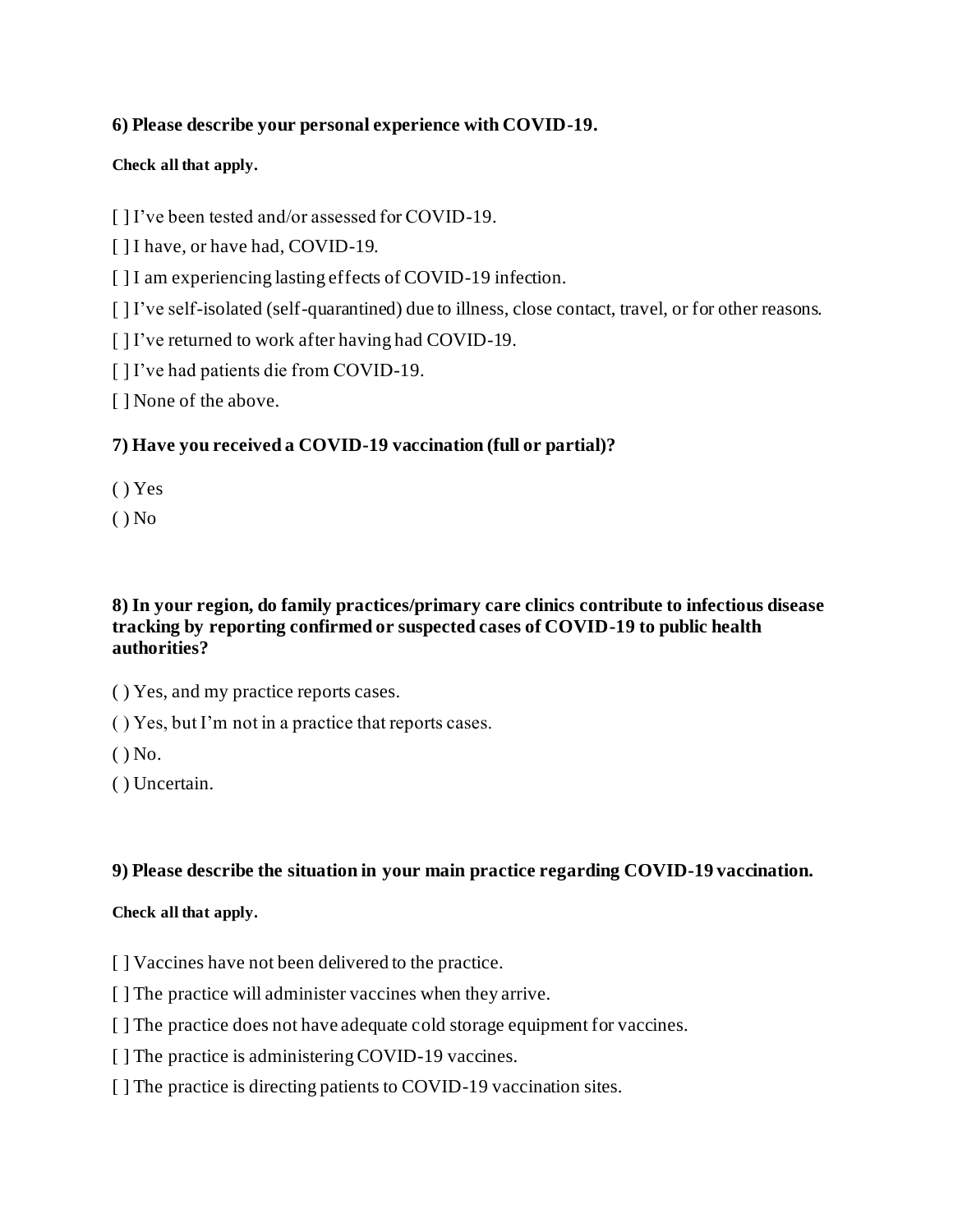**6) Please describe your personal experience with COVID-19.**

**Check all that apply.**

[ ] I’ve been tested and/or assessed for COVID-19.

[ ] I have, or have had, COVID-19.

[ ] I am experiencing lasting effects of COVID-19 infection.

[ ] I’ve self-isolated (self-quarantined) due to illness, close contact, travel, or for other reasons.

[ ] I’ve returned to work after having had COVID-19.

[ ] I’ve had patients die from COVID-19.

[ ] None of the above.

**7) Have you received a COVID-19 vaccination (full or partial)?**

( ) Yes

( ) No

**8) In your region, do family practices/primary care clinics contribute to infectious disease tracking by reporting confirmed or suspected cases of COVID-19 to public health authorities?**

( ) Yes, and my practice reports cases.

( ) Yes, but I’m not in a practice that reports cases.

( ) No.

( ) Uncertain.

**9) Please describe the situation in your main practice regarding COVID-19 vaccination.**

**Check all that apply.**

[ ] Vaccines have not been delivered to the practice.

[ ] The practice will administer vaccines when they arrive.

[ ] The practice does not have adequate cold storage equipment for vaccines.

[ ] The practice is administering COVID-19 vaccines.

[ ] The practice is directing patients to COVID-19 vaccination sites.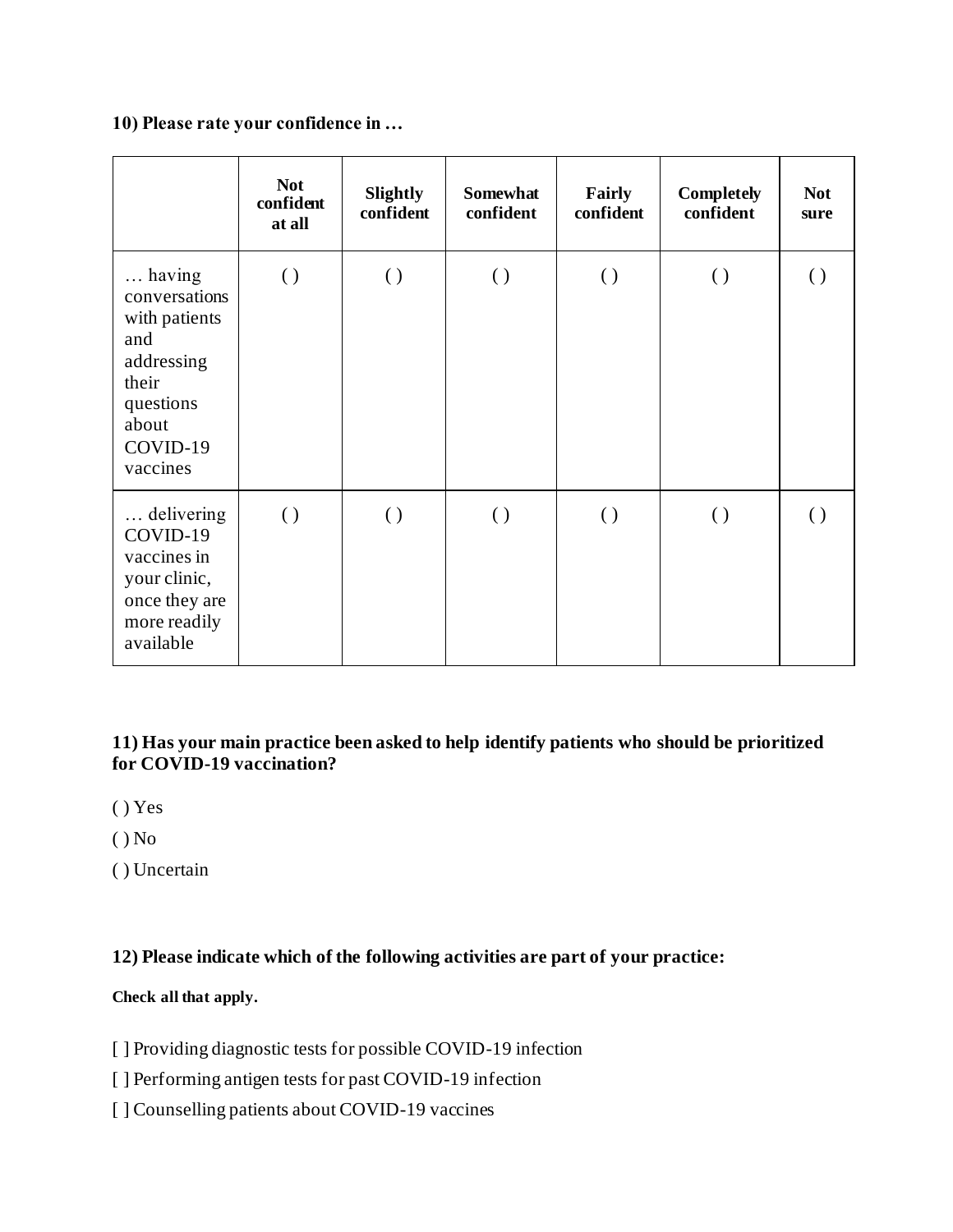**10) Please rate your confidence in …**

| | Not confident at all | Slightly confident | Somewhat confident | Fairly confident | Completely confident | Not sure |
|---|---|---|---|---|---|---|
| … having conversations with patients and addressing their questions about COVID-19 vaccines | ( ) | ( ) | ( ) | ( ) | ( ) | ( ) |
| … delivering COVID-19 vaccines in your clinic, once they are more readily available | ( ) | ( ) | ( ) | ( ) | ( ) | ( ) |

**11) Has your main practice been asked to help identify patients who should be prioritized for COVID-19 vaccination?**

( ) Yes

( ) No

( ) Uncertain

**12) Please indicate which of the following activities are part of your practice:**

**Check all that apply.**

[ ] Providing diagnostic tests for possible COVID-19 infection

[ ] Performing antigen tests for past COVID-19 infection

[ ] Counselling patients about COVID-19 vaccines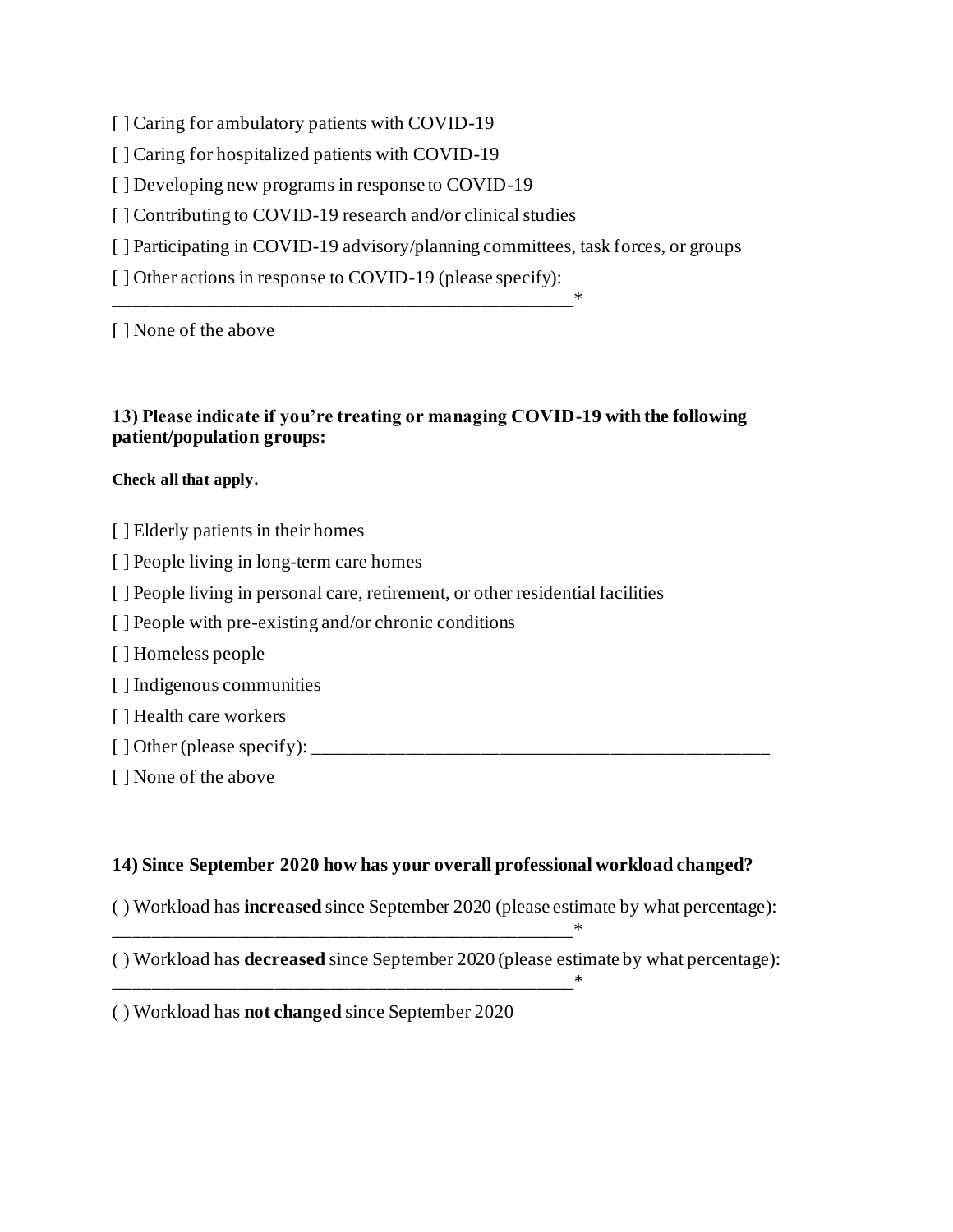[ ] Caring for ambulatory patients with COVID-19

[ ] Caring for hospitalized patients with COVID-19

[ ] Developing new programs in response to COVID-19

[ ] Contributing to COVID-19 research and/or clinical studies

[ ] Participating in COVID-19 advisory/planning committees, task forces, or groups

[ ] Other actions in response to COVID-19 (please specify): _________________________________________________*

[ ] None of the above

**13) Please indicate if you're treating or managing COVID-19 with the following patient/population groups:**

**Check all that apply.**

[ ] Elderly patients in their homes

[ ] People living in long-term care homes

[ ] People living in personal care, retirement, or other residential facilities

[ ] People with pre-existing and/or chronic conditions

[ ] Homeless people

[ ] Indigenous communities

[ ] Health care workers

[ ] Other (please specify): _________________________________________________

[ ] None of the above

**14) Since September 2020 how has your overall professional workload changed?**

( ) Workload has **increased** since September 2020 (please estimate by what percentage): _________________________________________________*

( ) Workload has **decreased** since September 2020 (please estimate by what percentage): _________________________________________________*

( ) Workload has **not changed** since September 2020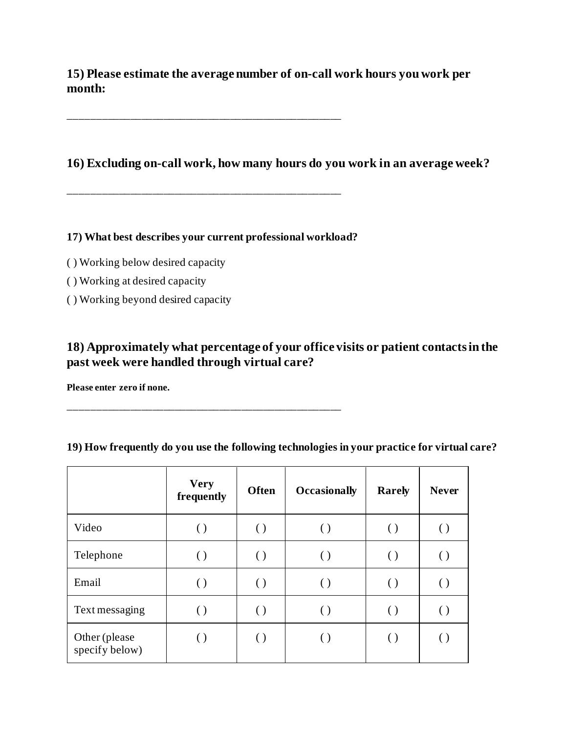**15) Please estimate the average number of on-call work hours you work per month:**

\_\_\_\_\_\_\_\_\_\_\_\_\_\_\_\_\_\_\_\_\_\_\_\_\_\_\_\_\_\_\_\_\_\_\_\_\_\_\_\_\_\_\_\_\_\_\_\_

**16) Excluding on-call work, how many hours do you work in an average week?**

\_\_\_\_\_\_\_\_\_\_\_\_\_\_\_\_\_\_\_\_\_\_\_\_\_\_\_\_\_\_\_\_\_\_\_\_\_\_\_\_\_\_\_\_\_\_\_\_

**17) What best describes your current professional workload?**

( ) Working below desired capacity

( ) Working at desired capacity

( ) Working beyond desired capacity

**18) Approximately what percentage of your office visits or patient contacts in the past week were handled through virtual care?**

**Please enter zero if none.**

\_\_\_\_\_\_\_\_\_\_\_\_\_\_\_\_\_\_\_\_\_\_\_\_\_\_\_\_\_\_\_\_\_\_\_\_\_\_\_\_\_\_\_\_\_\_\_\_

**19) How frequently do you use the following technologies in your practice for virtual care?**

| | Very frequently | Often | Occasionally | Rarely | Never |
|---|---|---|---|---|---|
| Video | ( ) | ( ) | ( ) | ( ) | ( ) |
| Telephone | ( ) | ( ) | ( ) | ( ) | ( ) |
| Email | ( ) | ( ) | ( ) | ( ) | ( ) |
| Text messaging | ( ) | ( ) | ( ) | ( ) | ( ) |
| Other (please specify below) | ( ) | ( ) | ( ) | ( ) | ( ) |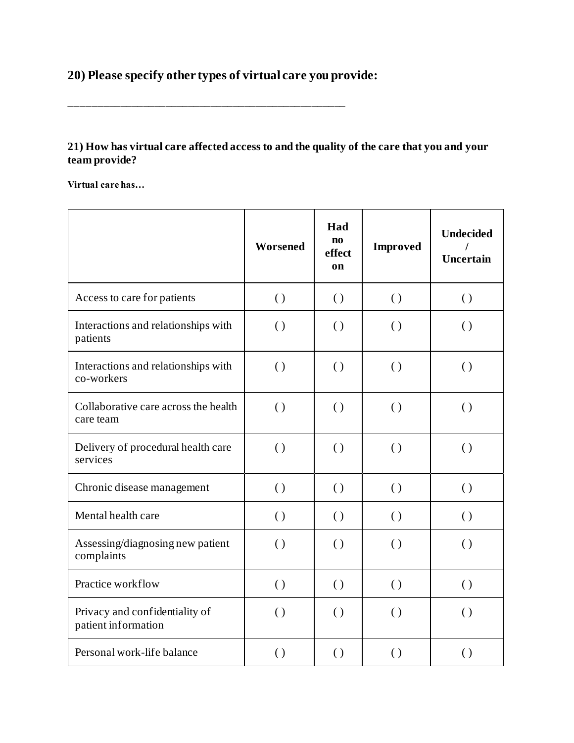**20) Please specify other types of virtual care you provide:**

\_\_\_\_\_\_\_\_\_\_\_\_\_\_\_\_\_\_\_\_\_\_\_\_\_\_\_\_\_\_\_\_\_\_\_\_\_\_\_\_\_\_\_\_\_\_\_\_

**21) How has virtual care affected access to and the quality of the care that you and your team provide?**

**Virtual care has…**

| | **Worsened** | **Had no effect on** | **Improved** | **Undecided / Uncertain** |
|---|---|---|---|---|
| Access to care for patients | ( ) | ( ) | ( ) | ( ) |
| Interactions and relationships with patients | ( ) | ( ) | ( ) | ( ) |
| Interactions and relationships with co-workers | ( ) | ( ) | ( ) | ( ) |
| Collaborative care across the health care team | ( ) | ( ) | ( ) | ( ) |
| Delivery of procedural health care services | ( ) | ( ) | ( ) | ( ) |
| Chronic disease management | ( ) | ( ) | ( ) | ( ) |
| Mental health care | ( ) | ( ) | ( ) | ( ) |
| Assessing/diagnosing new patient complaints | ( ) | ( ) | ( ) | ( ) |
| Practice workflow | ( ) | ( ) | ( ) | ( ) |
| Privacy and confidentiality of patient information | ( ) | ( ) | ( ) | ( ) |
| Personal work-life balance | ( ) | ( ) | ( ) | ( ) |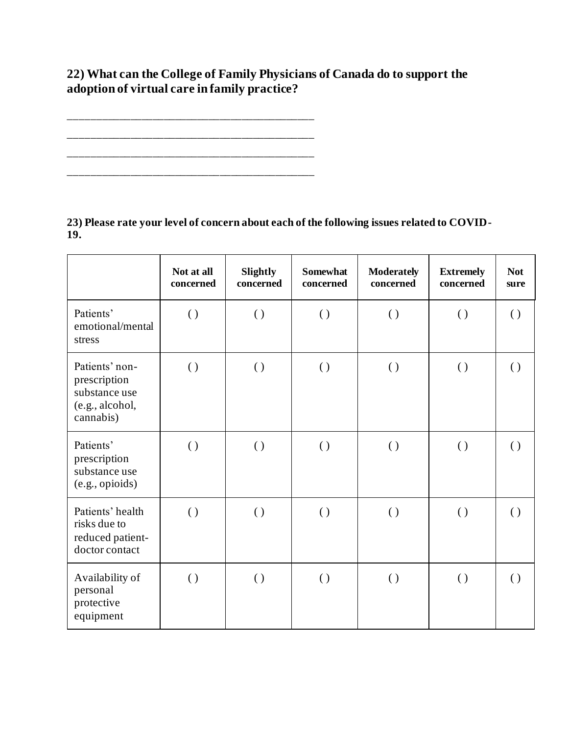**22) What can the College of Family Physicians of Canada do to support the adoption of virtual care in family practice?**

____________________________________________

____________________________________________

____________________________________________

____________________________________________

**23) Please rate your level of concern about each of the following issues related to COVID-19.**

| | Not at all concerned | Slightly concerned | Somewhat concerned | Moderately concerned | Extremely concerned | Not sure |
|---|---|---|---|---|---|---|
| Patients' emotional/mental stress | ( ) | ( ) | ( ) | ( ) | ( ) | ( ) |
| Patients' non-prescription substance use (e.g., alcohol, cannabis) | ( ) | ( ) | ( ) | ( ) | ( ) | ( ) |
| Patients' prescription substance use (e.g., opioids) | ( ) | ( ) | ( ) | ( ) | ( ) | ( ) |
| Patients' health risks due to reduced patient-doctor contact | ( ) | ( ) | ( ) | ( ) | ( ) | ( ) |
| Availability of personal protective equipment | ( ) | ( ) | ( ) | ( ) | ( ) | ( ) |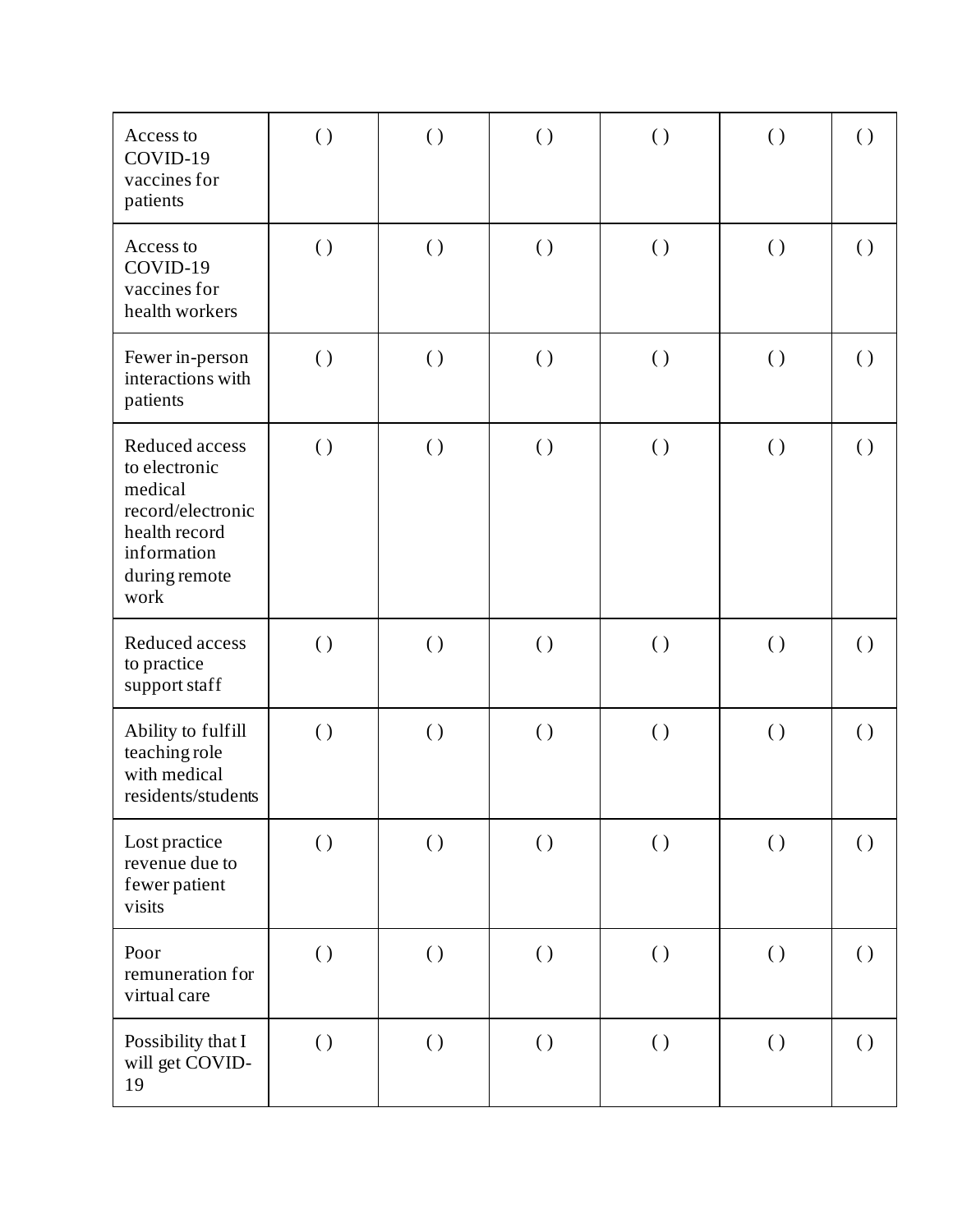| | | | | | | |
|---|---|---|---|---|---|---|
| Access to COVID-19 vaccines for patients | ( ) | ( ) | ( ) | ( ) | ( ) | ( ) |
| Access to COVID-19 vaccines for health workers | ( ) | ( ) | ( ) | ( ) | ( ) | ( ) |
| Fewer in-person interactions with patients | ( ) | ( ) | ( ) | ( ) | ( ) | ( ) |
| Reduced access to electronic medical record/electronic health record information during remote work | ( ) | ( ) | ( ) | ( ) | ( ) | ( ) |
| Reduced access to practice support staff | ( ) | ( ) | ( ) | ( ) | ( ) | ( ) |
| Ability to fulfill teaching role with medical residents/students | ( ) | ( ) | ( ) | ( ) | ( ) | ( ) |
| Lost practice revenue due to fewer patient visits | ( ) | ( ) | ( ) | ( ) | ( ) | ( ) |
| Poor remuneration for virtual care | ( ) | ( ) | ( ) | ( ) | ( ) | ( ) |
| Possibility that I will get COVID-19 | ( ) | ( ) | ( ) | ( ) | ( ) | ( ) |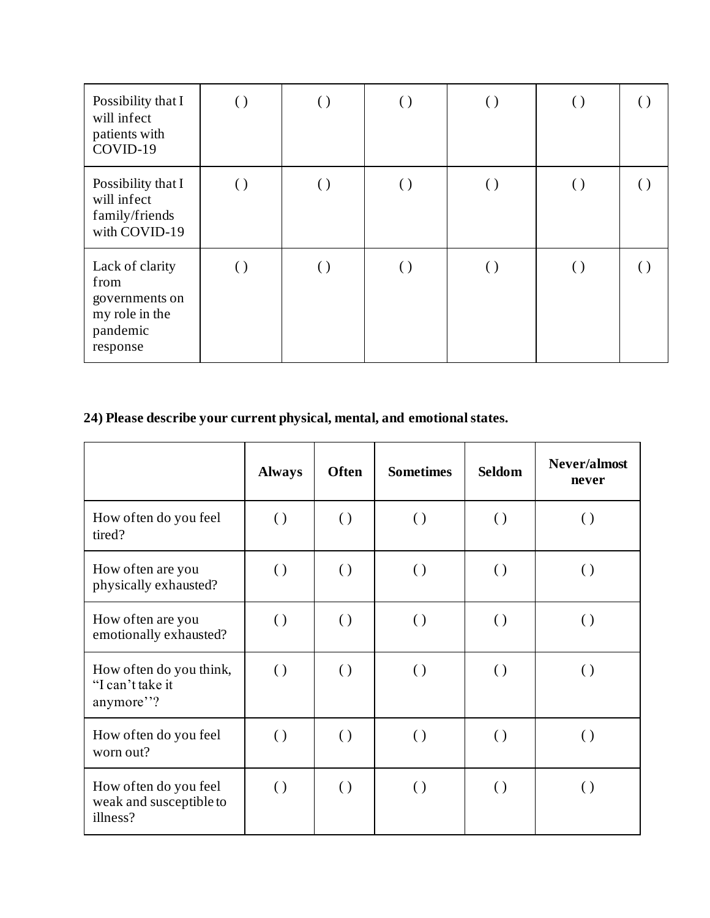| | | | | | | |
|---|---|---|---|---|---|---|
| Possibility that I will infect patients with COVID-19 | ( ) | ( ) | ( ) | ( ) | ( ) | ( ) |
| Possibility that I will infect family/friends with COVID-19 | ( ) | ( ) | ( ) | ( ) | ( ) | ( ) |
| Lack of clarity from governments on my role in the pandemic response | ( ) | ( ) | ( ) | ( ) | ( ) | ( ) |

**24) Please describe your current physical, mental, and emotional states.**

| | Always | Often | Sometimes | Seldom | Never/almost never |
|---|---|---|---|---|---|
| How often do you feel tired? | ( ) | ( ) | ( ) | ( ) | ( ) |
| How often are you physically exhausted? | ( ) | ( ) | ( ) | ( ) | ( ) |
| How often are you emotionally exhausted? | ( ) | ( ) | ( ) | ( ) | ( ) |
| How often do you think, "I can't take it anymore''? | ( ) | ( ) | ( ) | ( ) | ( ) |
| How often do you feel worn out? | ( ) | ( ) | ( ) | ( ) | ( ) |
| How often do you feel weak and susceptible to illness? | ( ) | ( ) | ( ) | ( ) | ( ) |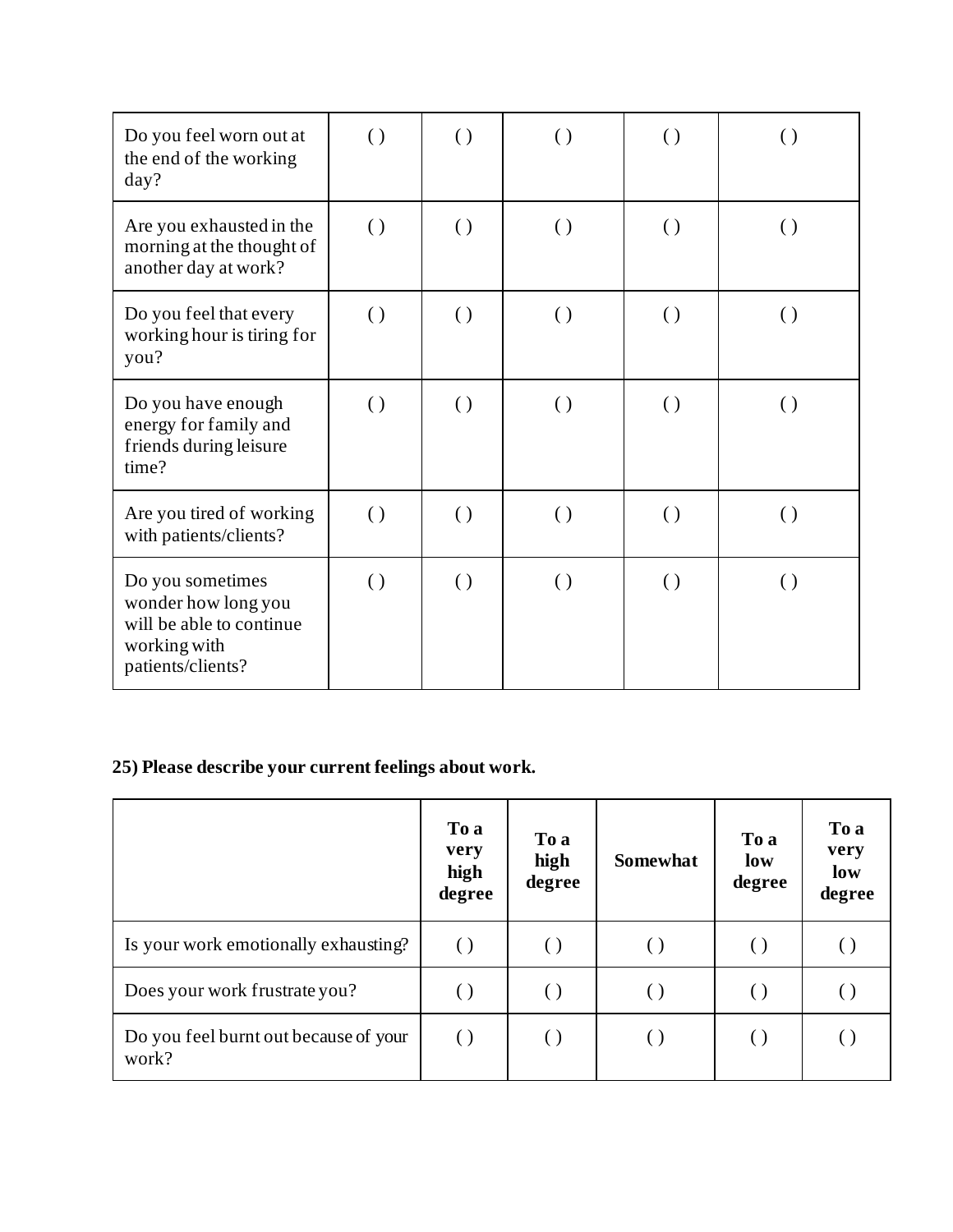| | | | | | |
|---|---|---|---|---|---|
| Do you feel worn out at the end of the working day? | ( ) | ( ) | ( ) | ( ) | ( ) |
| Are you exhausted in the morning at the thought of another day at work? | ( ) | ( ) | ( ) | ( ) | ( ) |
| Do you feel that every working hour is tiring for you? | ( ) | ( ) | ( ) | ( ) | ( ) |
| Do you have enough energy for family and friends during leisure time? | ( ) | ( ) | ( ) | ( ) | ( ) |
| Are you tired of working with patients/clients? | ( ) | ( ) | ( ) | ( ) | ( ) |
| Do you sometimes wonder how long you will be able to continue working with patients/clients? | ( ) | ( ) | ( ) | ( ) | ( ) |

**25) Please describe your current feelings about work.**

| | **To a very high degree** | **To a high degree** | **Somewhat** | **To a low degree** | **To a very low degree** |
|---|---|---|---|---|---|
| Is your work emotionally exhausting? | ( ) | ( ) | ( ) | ( ) | ( ) |
| Does your work frustrate you? | ( ) | ( ) | ( ) | ( ) | ( ) |
| Do you feel burnt out because of your work? | ( ) | ( ) | ( ) | ( ) | ( ) |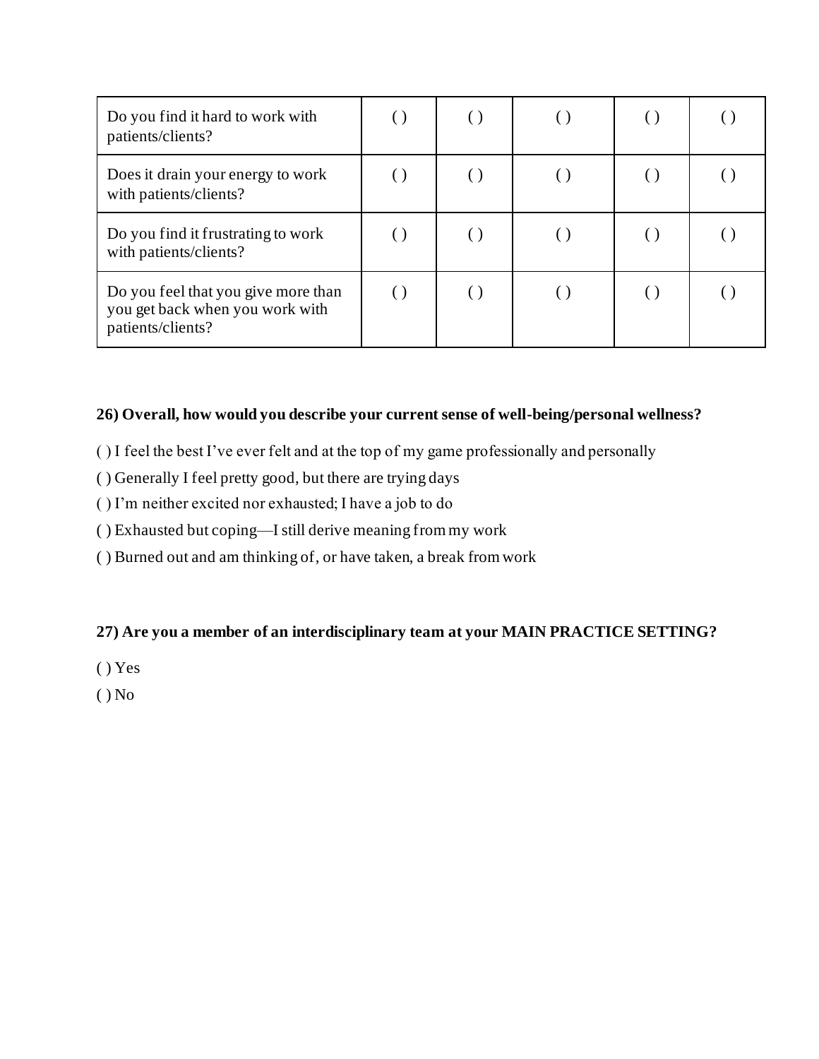| | | | | | |
|---|---|---|---|---|---|
| Do you find it hard to work with patients/clients? | ( ) | ( ) | ( ) | ( ) | ( ) |
| Does it drain your energy to work with patients/clients? | ( ) | ( ) | ( ) | ( ) | ( ) |
| Do you find it frustrating to work with patients/clients? | ( ) | ( ) | ( ) | ( ) | ( ) |
| Do you feel that you give more than you get back when you work with patients/clients? | ( ) | ( ) | ( ) | ( ) | ( ) |

**26) Overall, how would you describe your current sense of well-being/personal wellness?**

( ) I feel the best I've ever felt and at the top of my game professionally and personally

( ) Generally I feel pretty good, but there are trying days

( ) I'm neither excited nor exhausted; I have a job to do

( ) Exhausted but coping—I still derive meaning from my work

( ) Burned out and am thinking of, or have taken, a break from work

**27) Are you a member of an interdisciplinary team at your MAIN PRACTICE SETTING?**

( ) Yes

( ) No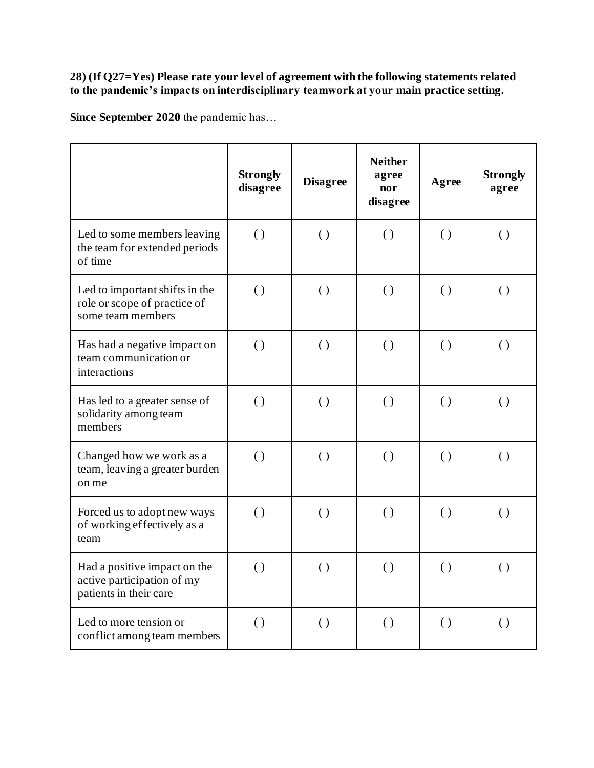**28) (If Q27=Yes) Please rate your level of agreement with the following statements related to the pandemic's impacts on interdisciplinary teamwork at your main practice setting.**

**Since September 2020** the pandemic has…

| | Strongly disagree | Disagree | Neither agree nor disagree | Agree | Strongly agree |
|---|---|---|---|---|---|
| Led to some members leaving the team for extended periods of time | ( ) | ( ) | ( ) | ( ) | ( ) |
| Led to important shifts in the role or scope of practice of some team members | ( ) | ( ) | ( ) | ( ) | ( ) |
| Has had a negative impact on team communication or interactions | ( ) | ( ) | ( ) | ( ) | ( ) |
| Has led to a greater sense of solidarity among team members | ( ) | ( ) | ( ) | ( ) | ( ) |
| Changed how we work as a team, leaving a greater burden on me | ( ) | ( ) | ( ) | ( ) | ( ) |
| Forced us to adopt new ways of working effectively as a team | ( ) | ( ) | ( ) | ( ) | ( ) |
| Had a positive impact on the active participation of my patients in their care | ( ) | ( ) | ( ) | ( ) | ( ) |
| Led to more tension or conflict among team members | ( ) | ( ) | ( ) | ( ) | ( ) |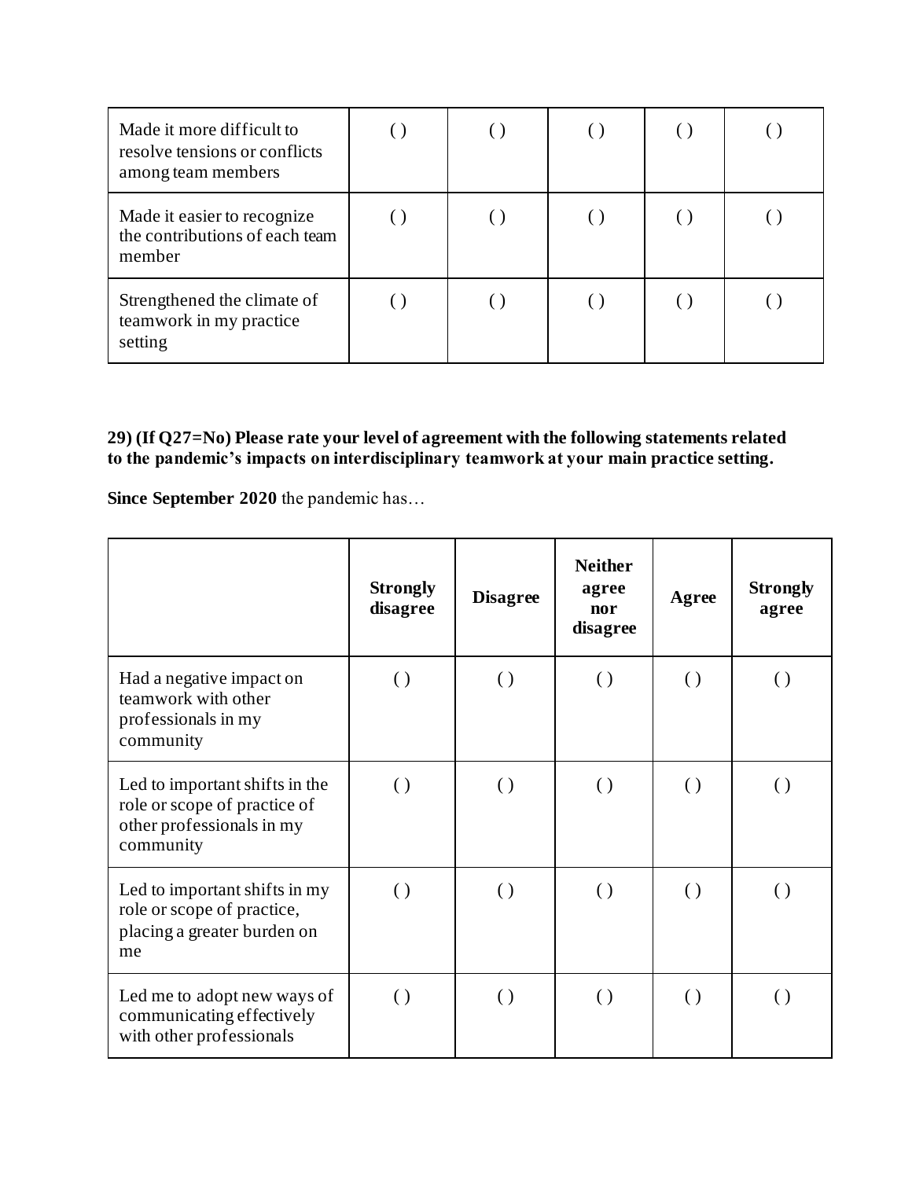| | | | | | |
|---|---|---|---|---|---|
| Made it more difficult to resolve tensions or conflicts among team members | ( ) | ( ) | ( ) | ( ) | ( ) |
| Made it easier to recognize the contributions of each team member | ( ) | ( ) | ( ) | ( ) | ( ) |
| Strengthened the climate of teamwork in my practice setting | ( ) | ( ) | ( ) | ( ) | ( ) |

**29) (If Q27=No) Please rate your level of agreement with the following statements related to the pandemic's impacts on interdisciplinary teamwork at your main practice setting.**

**Since September 2020** the pandemic has…

| | Strongly disagree | Disagree | Neither agree nor disagree | Agree | Strongly agree |
|---|---|---|---|---|---|
| Had a negative impact on teamwork with other professionals in my community | ( ) | ( ) | ( ) | ( ) | ( ) |
| Led to important shifts in the role or scope of practice of other professionals in my community | ( ) | ( ) | ( ) | ( ) | ( ) |
| Led to important shifts in my role or scope of practice, placing a greater burden on me | ( ) | ( ) | ( ) | ( ) | ( ) |
| Led me to adopt new ways of communicating effectively with other professionals | ( ) | ( ) | ( ) | ( ) | ( ) |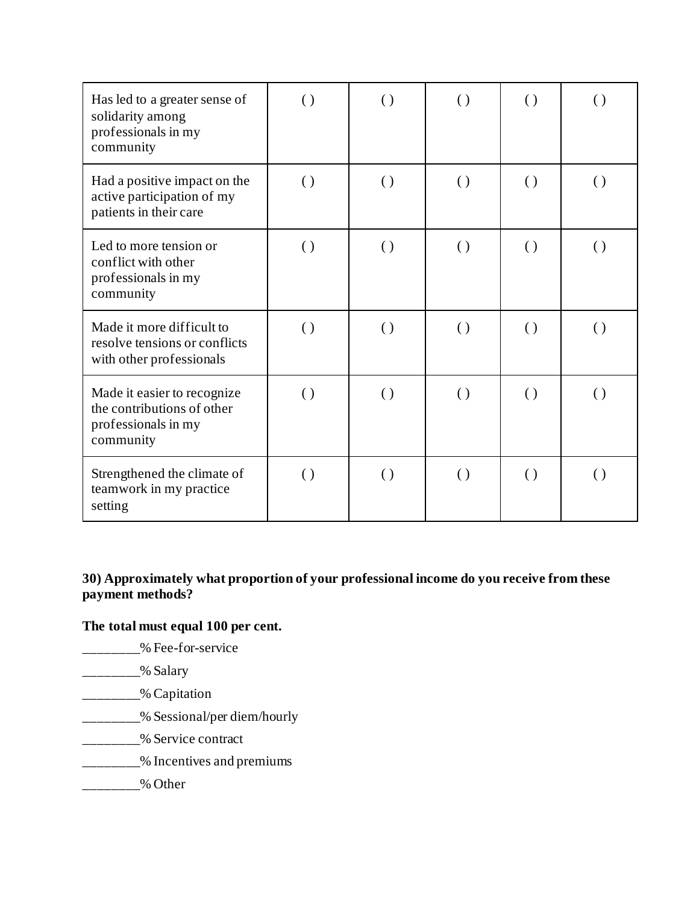| | | | | | |
|---|---|---|---|---|---|
| Has led to a greater sense of solidarity among professionals in my community | ( ) | ( ) | ( ) | ( ) | ( ) |
| Had a positive impact on the active participation of my patients in their care | ( ) | ( ) | ( ) | ( ) | ( ) |
| Led to more tension or conflict with other professionals in my community | ( ) | ( ) | ( ) | ( ) | ( ) |
| Made it more difficult to resolve tensions or conflicts with other professionals | ( ) | ( ) | ( ) | ( ) | ( ) |
| Made it easier to recognize the contributions of other professionals in my community | ( ) | ( ) | ( ) | ( ) | ( ) |
| Strengthened the climate of teamwork in my practice setting | ( ) | ( ) | ( ) | ( ) | ( ) |

**30) Approximately what proportion of your professional income do you receive from these payment methods?**

**The total must equal 100 per cent.**

________% Fee-for-service

________% Salary

________% Capitation

________% Sessional/per diem/hourly

________% Service contract

________% Incentives and premiums

________% Other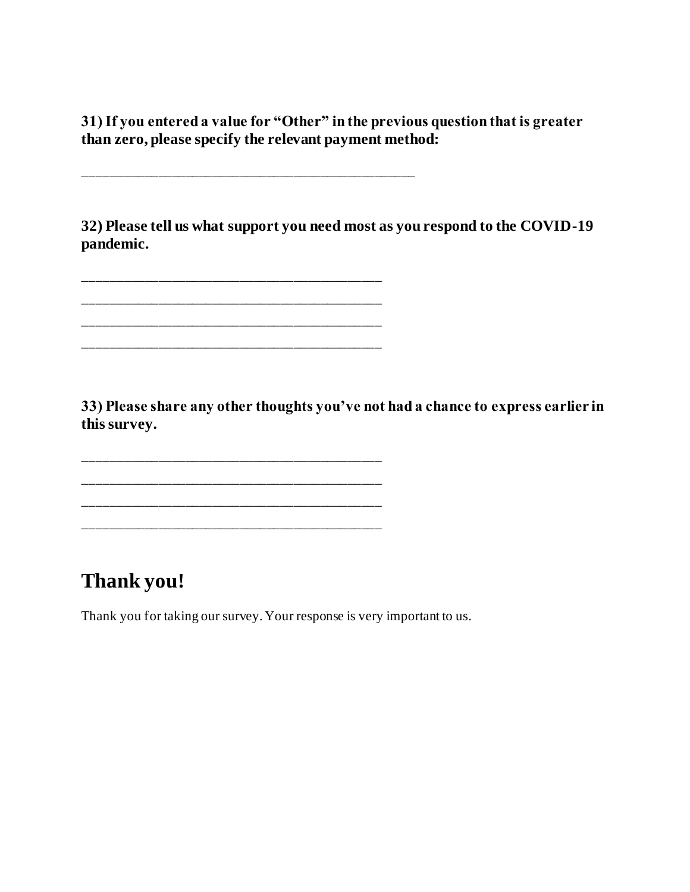**31) If you entered a value for "Other" in the previous question that is greater than zero, please specify the relevant payment method:**

\_\_\_\_\_\_\_\_\_\_\_\_\_\_\_\_\_\_\_\_\_\_\_\_\_\_\_\_\_\_\_\_\_\_\_\_\_\_\_\_\_\_\_\_\_\_\_\_

**32) Please tell us what support you need most as you respond to the COVID-19 pandemic.**

\_\_\_\_\_\_\_\_\_\_\_\_\_\_\_\_\_\_\_\_\_\_\_\_\_\_\_\_\_\_\_\_\_\_\_\_\_\_\_\_\_\_\_\_
\_\_\_\_\_\_\_\_\_\_\_\_\_\_\_\_\_\_\_\_\_\_\_\_\_\_\_\_\_\_\_\_\_\_\_\_\_\_\_\_\_\_\_\_
\_\_\_\_\_\_\_\_\_\_\_\_\_\_\_\_\_\_\_\_\_\_\_\_\_\_\_\_\_\_\_\_\_\_\_\_\_\_\_\_\_\_\_\_
\_\_\_\_\_\_\_\_\_\_\_\_\_\_\_\_\_\_\_\_\_\_\_\_\_\_\_\_\_\_\_\_\_\_\_\_\_\_\_\_\_\_\_\_

**33) Please share any other thoughts you've not had a chance to express earlier in this survey.**

\_\_\_\_\_\_\_\_\_\_\_\_\_\_\_\_\_\_\_\_\_\_\_\_\_\_\_\_\_\_\_\_\_\_\_\_\_\_\_\_\_\_\_\_
\_\_\_\_\_\_\_\_\_\_\_\_\_\_\_\_\_\_\_\_\_\_\_\_\_\_\_\_\_\_\_\_\_\_\_\_\_\_\_\_\_\_\_\_
\_\_\_\_\_\_\_\_\_\_\_\_\_\_\_\_\_\_\_\_\_\_\_\_\_\_\_\_\_\_\_\_\_\_\_\_\_\_\_\_\_\_\_\_
\_\_\_\_\_\_\_\_\_\_\_\_\_\_\_\_\_\_\_\_\_\_\_\_\_\_\_\_\_\_\_\_\_\_\_\_\_\_\_\_\_\_\_\_

# Thank you!

Thank you for taking our survey. Your response is very important to us.